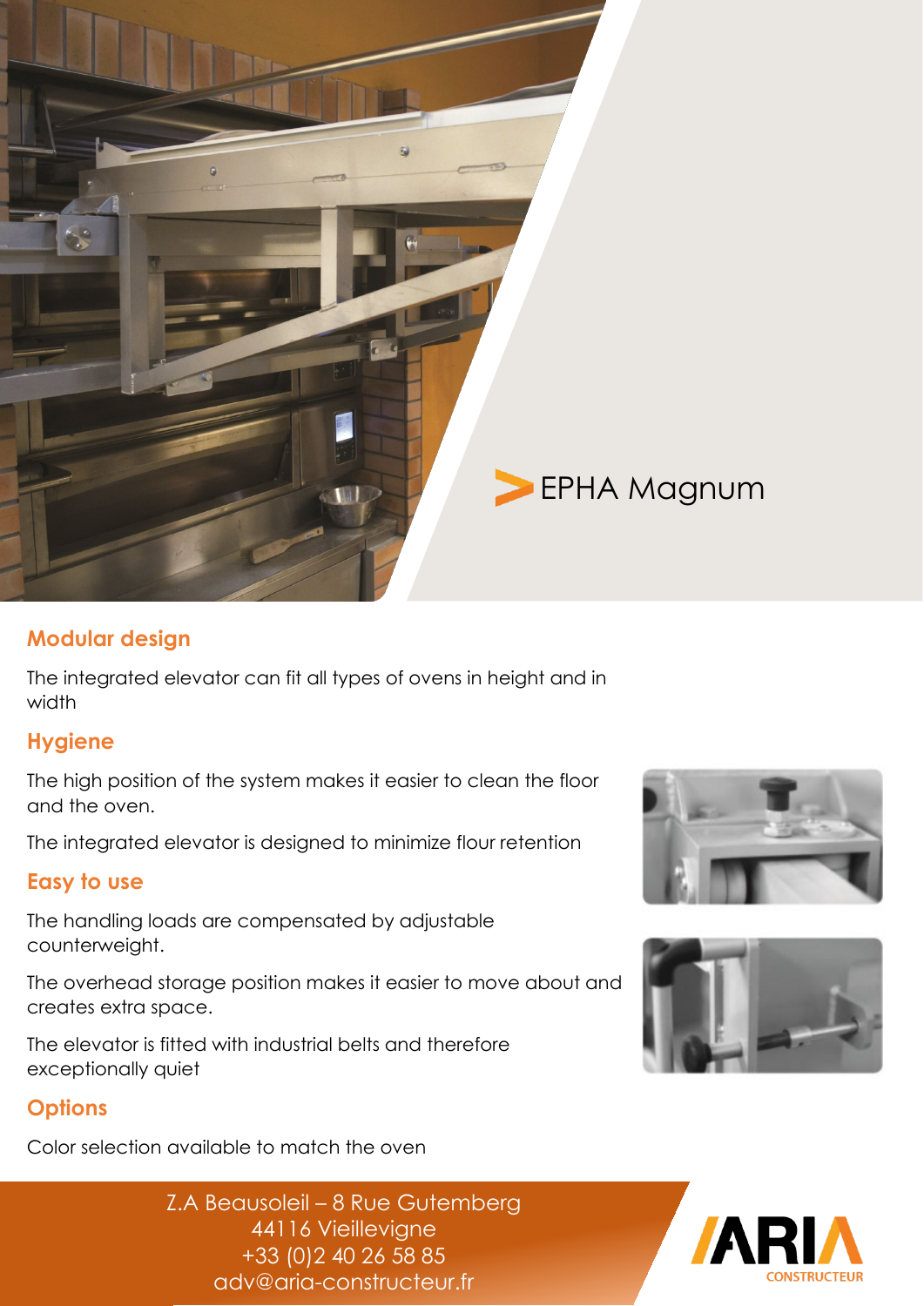# EPHA Magnum

## Modular design

The integrated elevator can fit all types of ovens in height and in width

## Hygiene

The high position of the system makes it easier to clean the floor and the oven.

The integrated elevator is designed to minimize flour retention

## Easy to use

The handling loads are compensated by adjustable counterweight.

The overhead storage position makes it easier to move about and creates extra space.

The elevator is fitted with industrial belts and therefore exceptionally quiet

## Options

Color selection available to match the oven

Z.A Beausoleil – 8 Rue Gutemberg
44116 Vieillevigne
+33 (0)2 40 26 58 85
adv@aria-constructeur.fr

ARIA CONSTRUCTEUR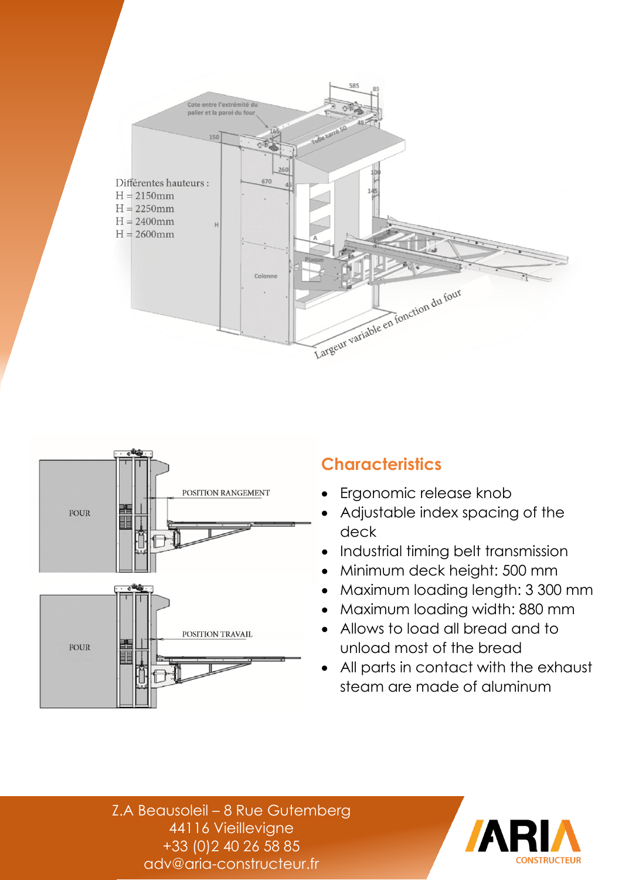Différentes hauteurs :
H = 2150mm
H = 2250mm
H = 2400mm
H = 2600mm

Largeur variable en fonction du four

POSITION RANGEMENT

POSITION TRAVAIL

## Characteristics

- Ergonomic release knob
- Adjustable index spacing of the deck
- Industrial timing belt transmission
- Minimum deck height: 500 mm
- Maximum loading length: 3 300 mm
- Maximum loading width: 880 mm
- Allows to load all bread and to unload most of the bread
- All parts in contact with the exhaust steam are made of aluminum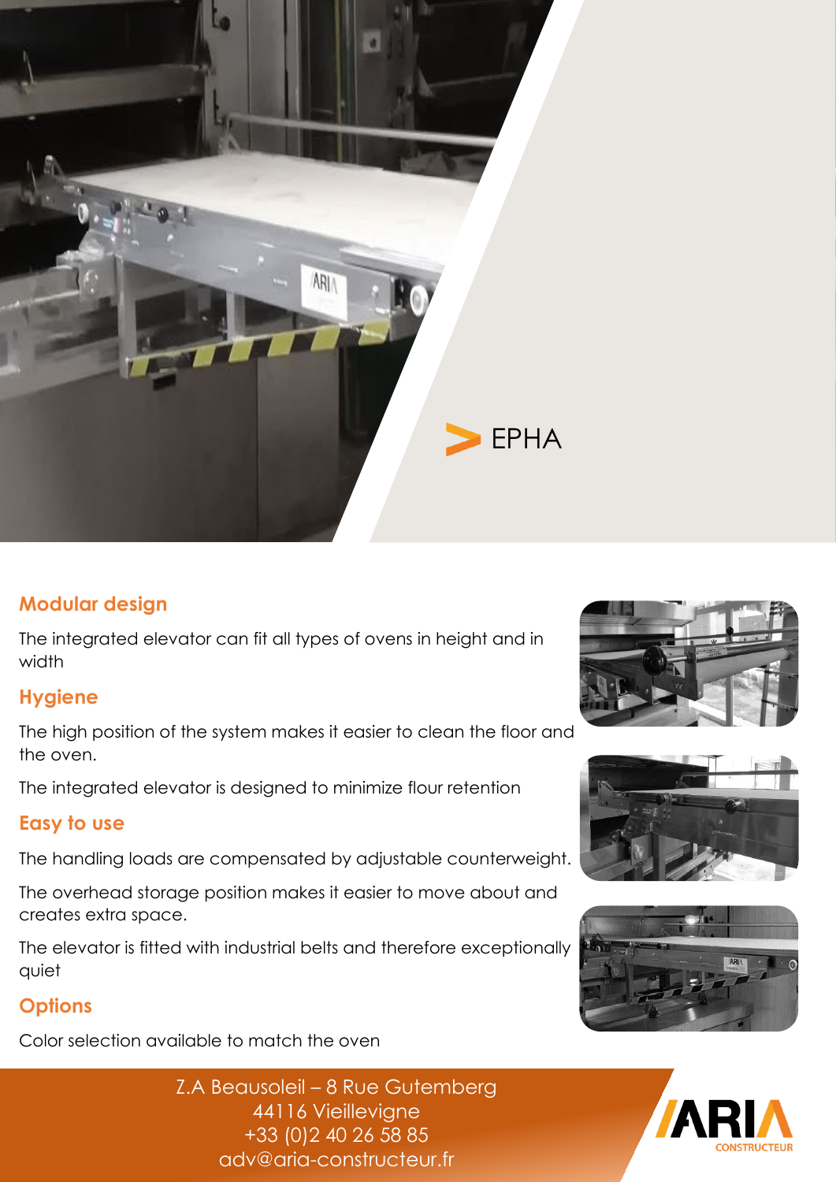# EPHA

## Modular design

The integrated elevator can fit all types of ovens in height and in width

## Hygiene

The high position of the system makes it easier to clean the floor and the oven.

The integrated elevator is designed to minimize flour retention

## Easy to use

The handling loads are compensated by adjustable counterweight.

The overhead storage position makes it easier to move about and creates extra space.

The elevator is fitted with industrial belts and therefore exceptionally quiet

## Options

Color selection available to match the oven

Z.A Beausoleil – 8 Rue Gutemberg
44116 Vieillevigne
+33 (0)2 40 26 58 85
adv@aria-constructeur.fr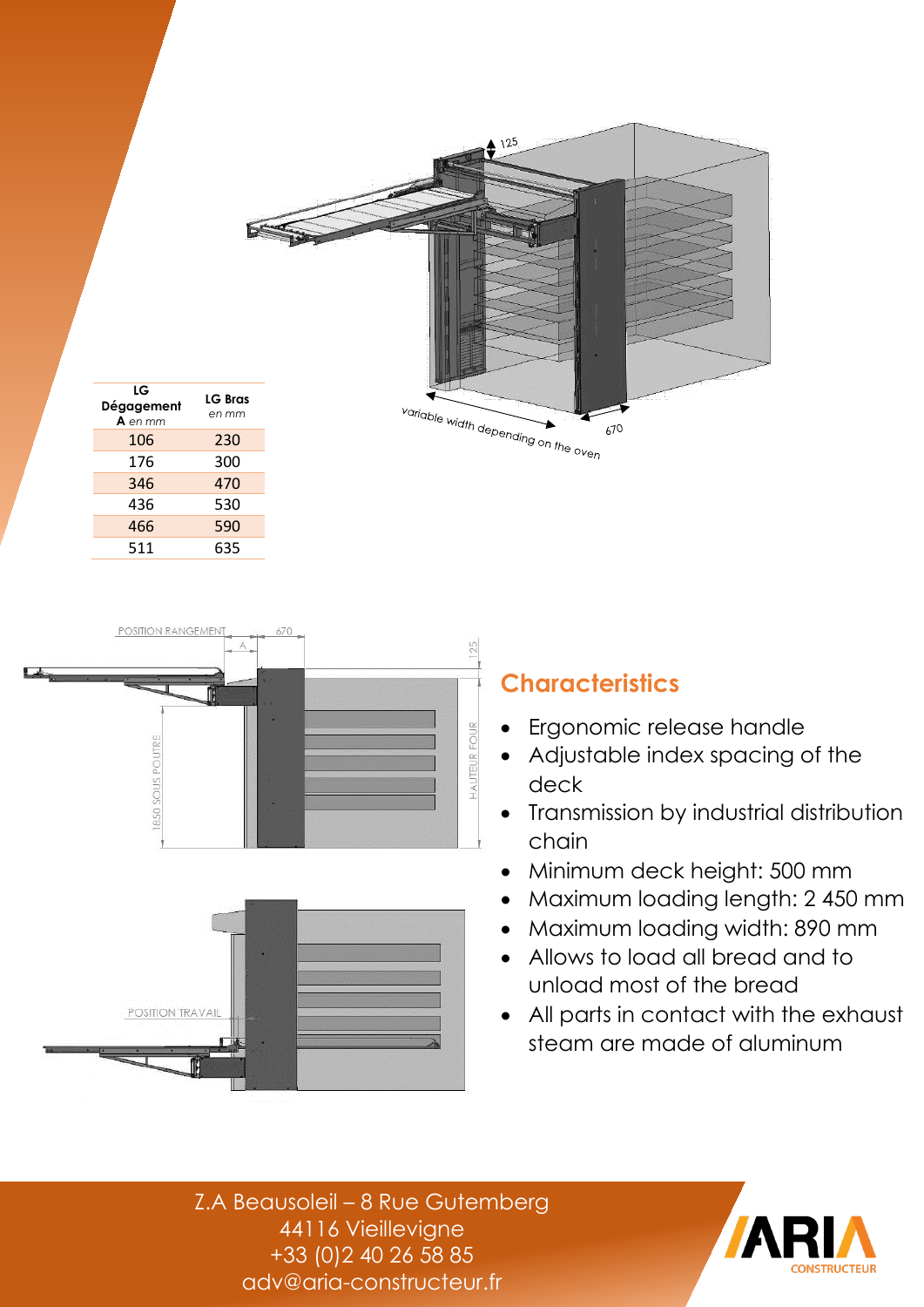125

variable width depending on the oven

670

| LG Dégagement A *en mm* | LG Bras *en mm* |
| --- | --- |
| 106 | 230 |
| 176 | 300 |
| 346 | 470 |
| 436 | 530 |
| 466 | 590 |
| 511 | 635 |

POSITION RANGEMENT

670

A

125

1850 SOUS POUTRE

HAUTEUR FOUR

POSITION TRAVAIL

## Characteristics

- Ergonomic release handle
- Adjustable index spacing of the deck
- Transmission by industrial distribution chain
- Minimum deck height: 500 mm
- Maximum loading length: 2 450 mm
- Maximum loading width: 890 mm
- Allows to load all bread and to unload most of the bread
- All parts in contact with the exhaust steam are made of aluminum

Z.A Beausoleil – 8 Rue Gutemberg
44116 Vieillevigne
+33 (0)2 40 26 58 85
adv@aria-constructeur.fr

ARIA CONSTRUCTEUR